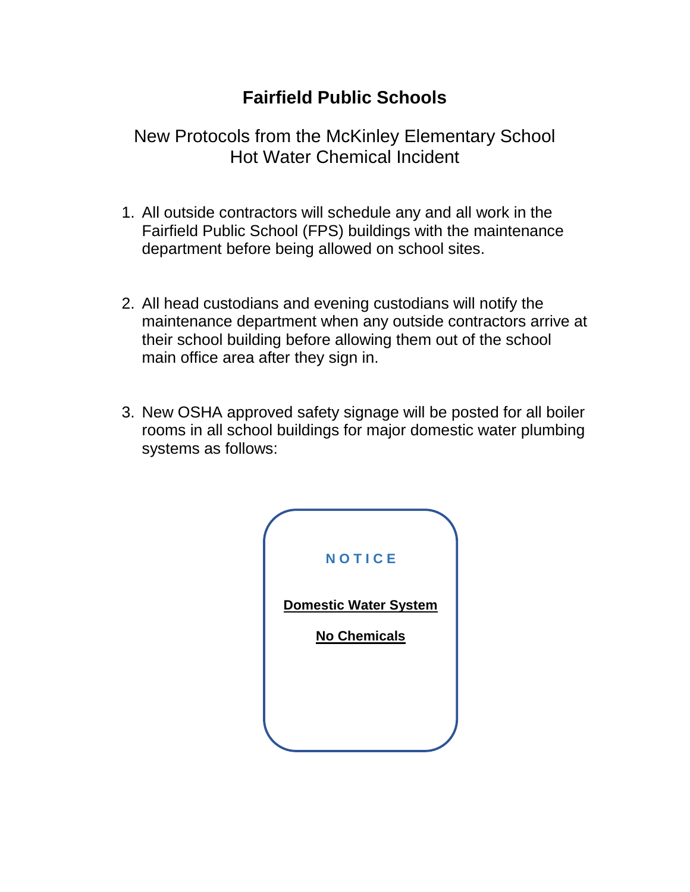# Fairfield Public Schools

## New Protocols from the McKinley Elementary School Hot Water Chemical Incident

1. All outside contractors will schedule any and all work in the Fairfield Public School (FPS) buildings with the maintenance department before being allowed on school sites.

2. All head custodians and evening custodians will notify the maintenance department when any outside contractors arrive at their school building before allowing them out of the school main office area after they sign in.

3. New OSHA approved safety signage will be posted for all boiler rooms in all school buildings for major domestic water plumbing systems as follows:

**N O T I C E**

**Domestic Water System**

**No Chemicals**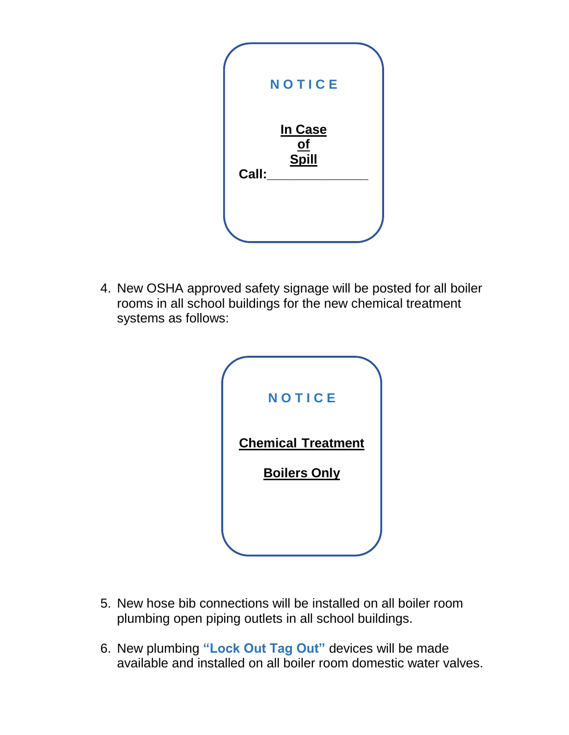**NOTICE**

**In Case**
**of**
**Spill**

**Call:**______________

4. New OSHA approved safety signage will be posted for all boiler rooms in all school buildings for the new chemical treatment systems as follows:

**NOTICE**

**Chemical Treatment**

**Boilers Only**

5. New hose bib connections will be installed on all boiler room plumbing open piping outlets in all school buildings.

6. New plumbing **"Lock Out Tag Out"** devices will be made available and installed on all boiler room domestic water valves.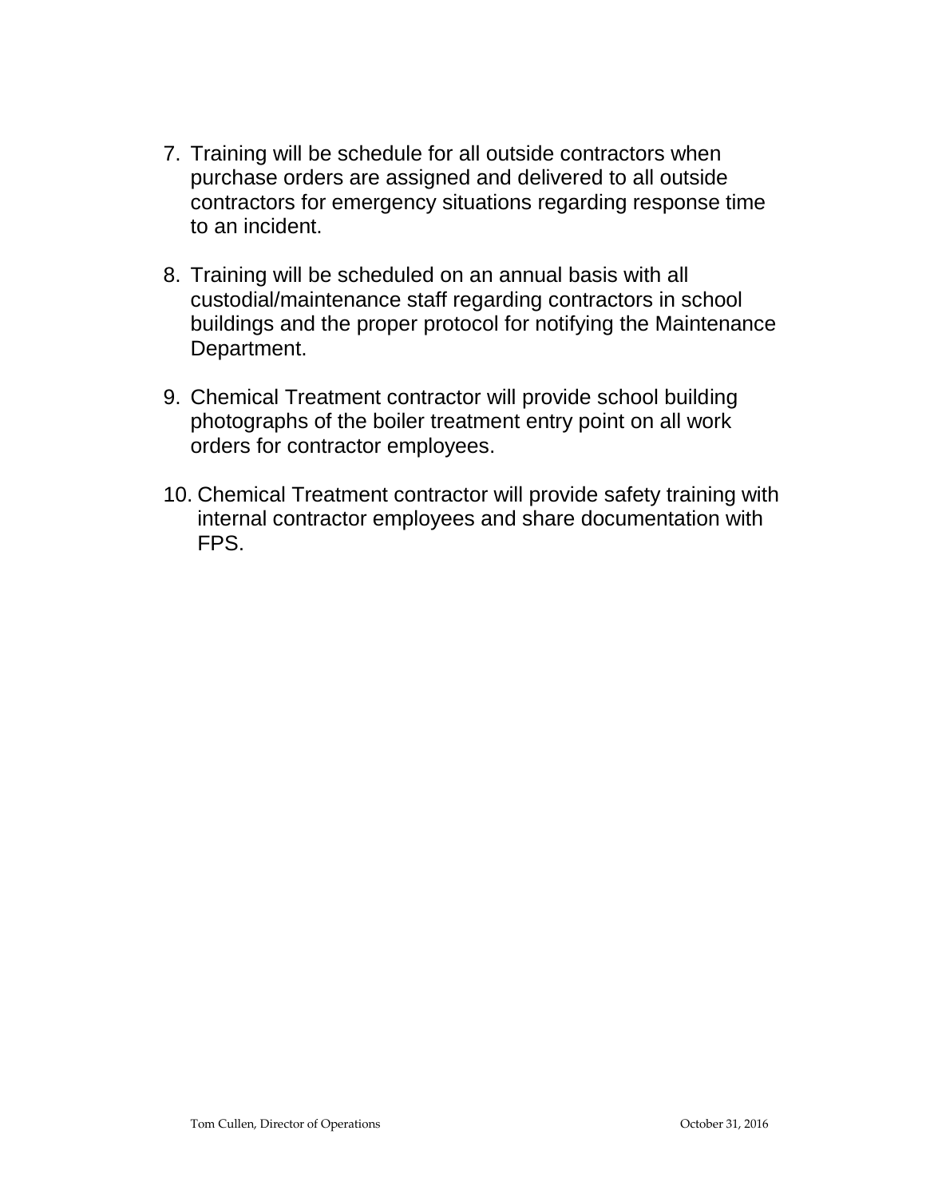7. Training will be schedule for all outside contractors when purchase orders are assigned and delivered to all outside contractors for emergency situations regarding response time to an incident.

8. Training will be scheduled on an annual basis with all custodial/maintenance staff regarding contractors in school buildings and the proper protocol for notifying the Maintenance Department.

9. Chemical Treatment contractor will provide school building photographs of the boiler treatment entry point on all work orders for contractor employees.

10. Chemical Treatment contractor will provide safety training with internal contractor employees and share documentation with FPS.